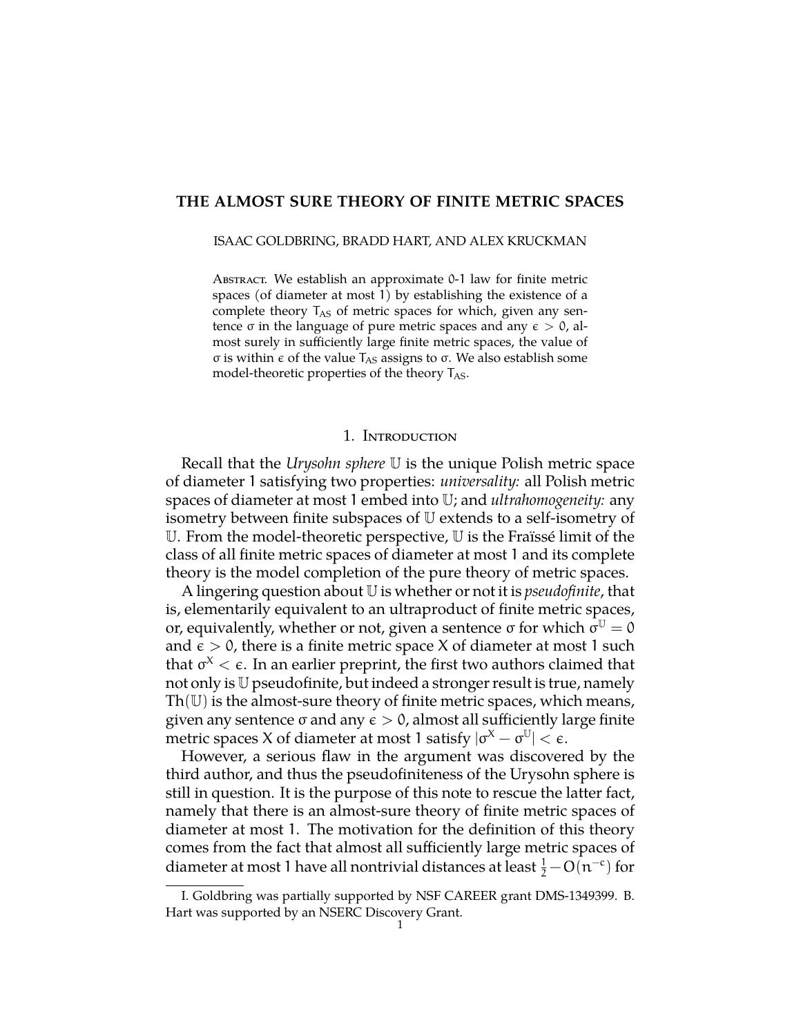# THE ALMOST SURE THEORY OF FINITE METRIC SPACES

ISAAC GOLDBRING, BRADD HART, AND ALEX KRUCKMAN

Abstract. We establish an approximate 0-1 law for finite metric spaces (of diameter at most 1) by establishing the existence of a complete theory $T_{AS}$ of metric spaces for which, given any sentence $\sigma$ in the language of pure metric spaces and any $\epsilon > 0$, almost surely in sufficiently large finite metric spaces, the value of $\sigma$ is within $\epsilon$ of the value $T_{AS}$ assigns to $\sigma$. We also establish some model-theoretic properties of the theory $T_{AS}$.

## 1. Introduction

Recall that the *Urysohn sphere* $\mathbb{U}$ is the unique Polish metric space of diameter 1 satisfying two properties: *universality:* all Polish metric spaces of diameter at most 1 embed into $\mathbb{U}$; and *ultrahomogeneity:* any isometry between finite subspaces of $\mathbb{U}$ extends to a self-isometry of $\mathbb{U}$. From the model-theoretic perspective, $\mathbb{U}$ is the Fraïssé limit of the class of all finite metric spaces of diameter at most 1 and its complete theory is the model completion of the pure theory of metric spaces.

A lingering question about $\mathbb{U}$ is whether or not it is *pseudofinite*, that is, elementarily equivalent to an ultraproduct of finite metric spaces, or, equivalently, whether or not, given a sentence $\sigma$ for which $\sigma^{\mathbb{U}} = 0$ and $\epsilon > 0$, there is a finite metric space X of diameter at most 1 such that $\sigma^X < \epsilon$. In an earlier preprint, the first two authors claimed that not only is $\mathbb{U}$ pseudofinite, but indeed a stronger result is true, namely $\mathrm{Th}(\mathbb{U})$ is the almost-sure theory of finite metric spaces, which means, given any sentence $\sigma$ and any $\epsilon > 0$, almost all sufficiently large finite metric spaces X of diameter at most 1 satisfy $|\sigma^X - \sigma^{\mathbb{U}}| < \epsilon$.

However, a serious flaw in the argument was discovered by the third author, and thus the pseudofiniteness of the Urysohn sphere is still in question. It is the purpose of this note to rescue the latter fact, namely that there is an almost-sure theory of finite metric spaces of diameter at most 1. The motivation for the definition of this theory comes from the fact that almost all sufficiently large metric spaces of diameter at most 1 have all nontrivial distances at least $\frac{1}{2} - O(n^{-c})$ for

I. Goldbring was partially supported by NSF CAREER grant DMS-1349399. B. Hart was supported by an NSERC Discovery Grant.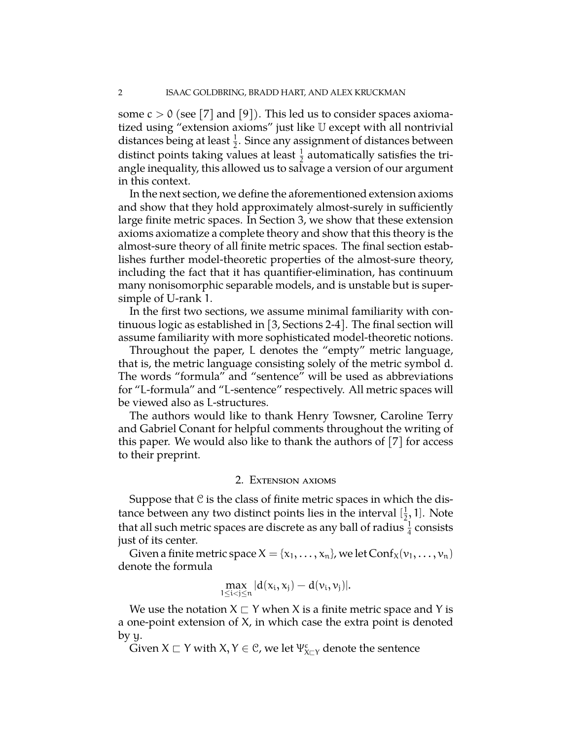some $c > 0$ (see [7] and [9]). This led us to consider spaces axiomatized using "extension axioms" just like $\mathbb{U}$ except with all nontrivial distances being at least $\frac{1}{2}$. Since any assignment of distances between distinct points taking values at least $\frac{1}{2}$ automatically satisfies the triangle inequality, this allowed us to salvage a version of our argument in this context.

In the next section, we define the aforementioned extension axioms and show that they hold approximately almost-surely in sufficiently large finite metric spaces. In Section 3, we show that these extension axioms axiomatize a complete theory and show that this theory is the almost-sure theory of all finite metric spaces. The final section establishes further model-theoretic properties of the almost-sure theory, including the fact that it has quantifier-elimination, has continuum many nonisomorphic separable models, and is unstable but is supersimple of U-rank 1.

In the first two sections, we assume minimal familiarity with continuous logic as established in [3, Sections 2-4]. The final section will assume familiarity with more sophisticated model-theoretic notions.

Throughout the paper, $L$ denotes the "empty" metric language, that is, the metric language consisting solely of the metric symbol $d$. The words "formula" and "sentence" will be used as abbreviations for "$L$-formula" and "$L$-sentence" respectively. All metric spaces will be viewed also as $L$-structures.

The authors would like to thank Henry Towsner, Caroline Terry and Gabriel Conant for helpful comments throughout the writing of this paper. We would also like to thank the authors of [7] for access to their preprint.

## 2. Extension axioms

Suppose that $\mathcal{C}$ is the class of finite metric spaces in which the distance between any two distinct points lies in the interval $[\frac{1}{2}, 1]$. Note that all such metric spaces are discrete as any ball of radius $\frac{1}{4}$ consists just of its center.

Given a finite metric space $X = \{x_1, \ldots, x_n\}$, we let $\mathrm{Conf}_X(v_1, \ldots, v_n)$ denote the formula

$$\max_{1 \leq i < j \leq n} |d(x_i, x_j) - d(v_i, v_j)|.$$

We use the notation $X \sqsubset Y$ when $X$ is a finite metric space and $Y$ is a one-point extension of $X$, in which case the extra point is denoted by $y$.

Given $X \sqsubset Y$ with $X, Y \in \mathcal{C}$, we let $\Psi^{\epsilon}_{X \sqsubset Y}$ denote the sentence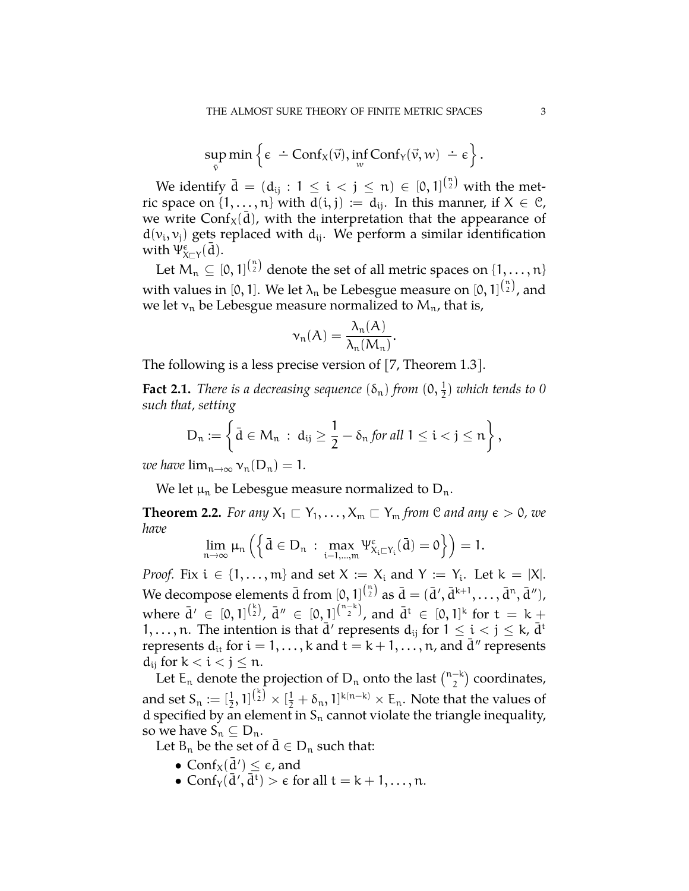$$\sup_{\bar{v}} \min \left\{ \epsilon \dot{-} \mathrm{Conf}_X(\vec{v}), \inf_w \mathrm{Conf}_Y(\vec{v}, w) \dot{-} \epsilon \right\}.$$

We identify $\bar{d} = (d_{ij} : 1 \leq i < j \leq n) \in [0,1]^{\binom{n}{2}}$ with the metric space on $\{1, \ldots, n\}$ with $d(i,j) := d_{ij}$. In this manner, if $X \in \mathcal{C}$, we write $\mathrm{Conf}_X(\bar{d})$, with the interpretation that the appearance of $d(v_i, v_j)$ gets replaced with $d_{ij}$. We perform a similar identification with $\Psi^\epsilon_{X \sqsubset Y}(\bar{d})$.

Let $M_n \subseteq [0,1]^{\binom{n}{2}}$ denote the set of all metric spaces on $\{1, \ldots, n\}$ with values in $[0,1]$. We let $\lambda_n$ be Lebesgue measure on $[0,1]^{\binom{n}{2}}$, and we let $\nu_n$ be Lebesgue measure normalized to $M_n$, that is,

$$\nu_n(A) = \frac{\lambda_n(A)}{\lambda_n(M_n)}.$$

The following is a less precise version of [7, Theorem 1.3].

**Fact 2.1.** *There is a decreasing sequence $(\delta_n)$ from $(0, \frac{1}{2})$ which tends to 0 such that, setting*

$$D_n := \left\{ \bar{d} \in M_n \, : \, d_{ij} \geq \frac{1}{2} - \delta_n \text{ for all } 1 \leq i < j \leq n \right\},$$

*we have $\lim_{n \to \infty} \nu_n(D_n) = 1$.*

We let $\mu_n$ be Lebesgue measure normalized to $D_n$.

**Theorem 2.2.** *For any $X_1 \sqsubset Y_1, \ldots, X_m \sqsubset Y_m$ from $\mathcal{C}$ and any $\epsilon > 0$, we have*

$$\lim_{n \to \infty} \mu_n \left( \left\{ \bar{d} \in D_n \, : \, \max_{i=1,\ldots,m} \Psi^\epsilon_{X_i \sqsubset Y_i}(\bar{d}) = 0 \right\} \right) = 1.$$

*Proof.* Fix $i \in \{1, \ldots, m\}$ and set $X := X_i$ and $Y := Y_i$. Let $k = |X|$. We decompose elements $\bar{d}$ from $[0,1]^{\binom{n}{2}}$ as $\bar{d} = (\bar{d}', \bar{d}^{k+1}, \ldots, \bar{d}^n, \bar{d}'')$, where $\bar{d}' \in [0,1]^{\binom{k}{2}}$, $\bar{d}'' \in [0,1]^{\binom{n-k}{2}}$, and $\bar{d}^t \in [0,1]^k$ for $t = k+1, \ldots, n$. The intention is that $\bar{d}'$ represents $d_{ij}$ for $1 \leq i < j \leq k$, $\bar{d}^t$ represents $d_{it}$ for $i = 1, \ldots, k$ and $t = k+1, \ldots, n$, and $\bar{d}''$ represents $d_{ij}$ for $k < i < j \leq n$.

Let $E_n$ denote the projection of $D_n$ onto the last $\binom{n-k}{2}$ coordinates, and set $S_n := [\frac{1}{2}, 1]^{\binom{k}{2}} \times [\frac{1}{2} + \delta_n, 1]^{k(n-k)} \times E_n$. Note that the values of $d$ specified by an element in $S_n$ cannot violate the triangle inequality, so we have $S_n \subseteq D_n$.

Let $B_n$ be the set of $\bar{d} \in D_n$ such that:

- $\mathrm{Conf}_X(\bar{d}') \leq \epsilon$, and
- $\mathrm{Conf}_Y(\bar{d}', \bar{d}^t) > \epsilon$ for all $t = k+1, \ldots, n$.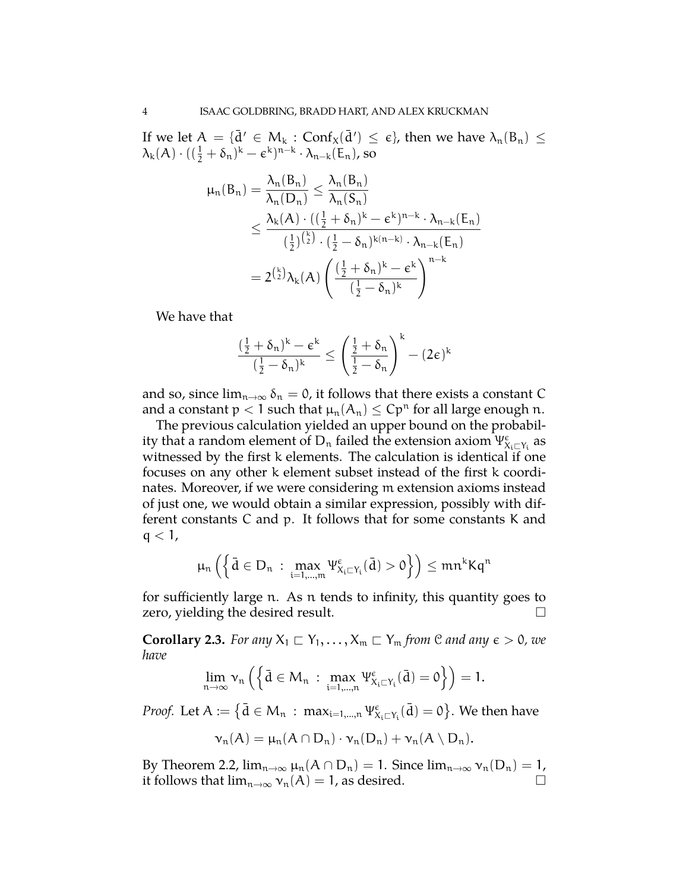If we let $A = \{\bar{d}' \in M_k : \mathrm{Conf}_X(\bar{d}') \le \epsilon\}$, then we have $\lambda_n(B_n) \le \lambda_k(A) \cdot ((\frac{1}{2} + \delta_n)^k - \epsilon^k)^{n-k} \cdot \lambda_{n-k}(E_n)$, so

$$
\begin{aligned}
\mu_n(B_n) = \frac{\lambda_n(B_n)}{\lambda_n(D_n)} &\le \frac{\lambda_n(B_n)}{\lambda_n(S_n)} \\
&\le \frac{\lambda_k(A) \cdot ((\frac{1}{2} + \delta_n)^k - \epsilon^k)^{n-k} \cdot \lambda_{n-k}(E_n)}{(\frac{1}{2})^{\binom{k}{2}} \cdot (\frac{1}{2} - \delta_n)^{k(n-k)} \cdot \lambda_{n-k}(E_n)} \\
&= 2^{\binom{k}{2}} \lambda_k(A) \left( \frac{(\frac{1}{2} + \delta_n)^k - \epsilon^k}{(\frac{1}{2} - \delta_n)^k} \right)^{n-k}
\end{aligned}
$$

We have that

$$
\frac{(\frac{1}{2} + \delta_n)^k - \epsilon^k}{(\frac{1}{2} - \delta_n)^k} \le \left( \frac{\frac{1}{2} + \delta_n}{\frac{1}{2} - \delta_n} \right)^k - (2\epsilon)^k
$$

and so, since $\lim_{n\to\infty} \delta_n = 0$, it follows that there exists a constant $C$ and a constant $p < 1$ such that $\mu_n(A_n) \le Cp^n$ for all large enough $n$.

The previous calculation yielded an upper bound on the probability that a random element of $D_n$ failed the extension axiom $\Psi^{\epsilon}_{X_i \sqsubset Y_i}$ as witnessed by the first $k$ elements. The calculation is identical if one focuses on any other $k$ element subset instead of the first $k$ coordinates. Moreover, if we were considering $m$ extension axioms instead of just one, we would obtain a similar expression, possibly with different constants $C$ and $p$. It follows that for some constants $K$ and $q < 1$,

$$
\mu_n \left( \left\{ \bar{d} \in D_n \ : \ \max_{i=1,\ldots,m} \Psi^{\epsilon}_{X_i \sqsubset Y_i}(\bar{d}) > 0 \right\} \right) \le mn^k K q^n
$$

for sufficiently large $n$. As $n$ tends to infinity, this quantity goes to zero, yielding the desired result. □

**Corollary 2.3.** *For any $X_1 \sqsubset Y_1, \ldots, X_m \sqsubset Y_m$ from $\mathcal{C}$ and any $\epsilon > 0$, we have*

$$
\lim_{n\to\infty} \nu_n \left( \left\{ \bar{d} \in M_n \ : \ \max_{i=1,\ldots,n} \Psi^{\epsilon}_{X_i \sqsubset Y_i}(\bar{d}) = 0 \right\} \right) = 1.
$$

*Proof.* Let $A := \left\{ \bar{d} \in M_n \ : \ \max_{i=1,\ldots,n} \Psi^{\epsilon}_{X_i \sqsubset Y_i}(\bar{d}) = 0 \right\}$. We then have

$$
\nu_n(A) = \mu_n(A \cap D_n) \cdot \nu_n(D_n) + \nu_n(A \setminus D_n).
$$

By Theorem 2.2, $\lim_{n\to\infty} \mu_n(A \cap D_n) = 1$. Since $\lim_{n\to\infty} \nu_n(D_n) = 1$, it follows that $\lim_{n\to\infty} \nu_n(A) = 1$, as desired. □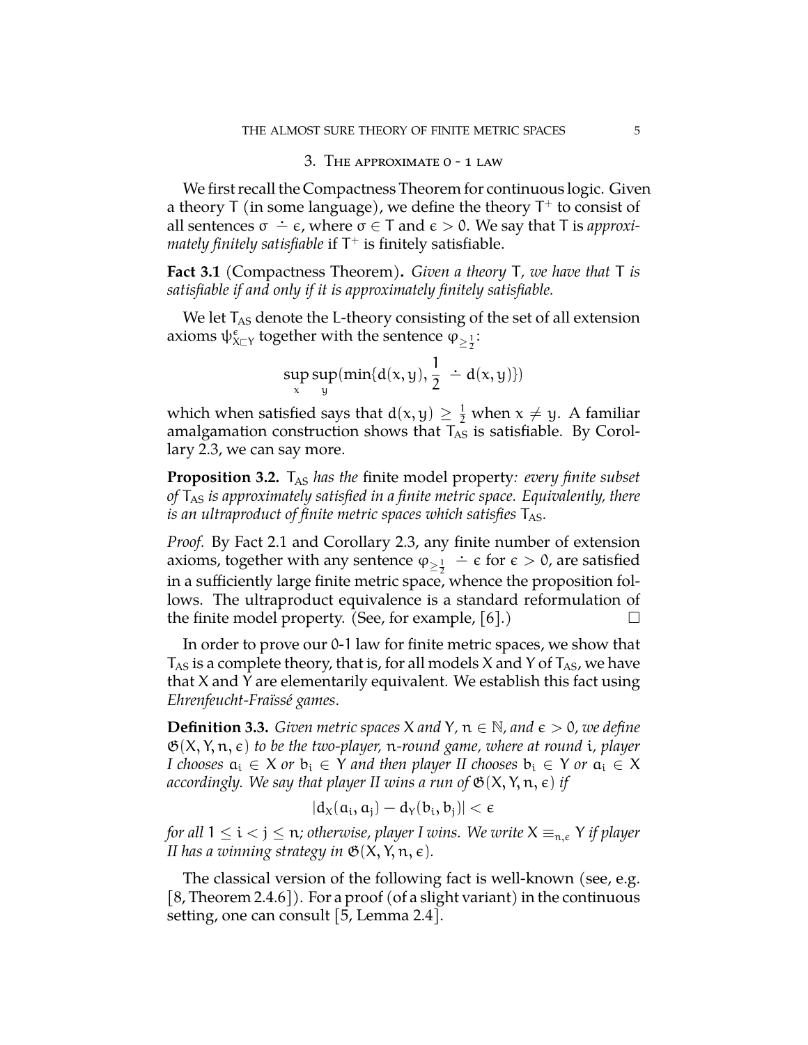## 3. The approximate 0 - 1 law

We first recall the Compactness Theorem for continuous logic. Given a theory $T$ (in some language), we define the theory $T^+$ to consist of all sentences $\sigma \dot{-} \epsilon$, where $\sigma \in T$ and $\epsilon > 0$. We say that $T$ is *approximately finitely satisfiable* if $T^+$ is finitely satisfiable.

**Fact 3.1** (Compactness Theorem)**.** *Given a theory $T$, we have that $T$ is satisfiable if and only if it is approximately finitely satisfiable.*

We let $T_{AS}$ denote the $L$-theory consisting of the set of all extension axioms $\psi^{\epsilon}_{X \sqsubset Y}$ together with the sentence $\varphi_{\geq \frac{1}{2}}$:

$$\sup_x \sup_y (\min\{d(x,y), \frac{1}{2} \dot{-} d(x,y)\})$$

which when satisfied says that $d(x,y) \geq \frac{1}{2}$ when $x \neq y$. A familiar amalgamation construction shows that $T_{AS}$ is satisfiable. By Corollary 2.3, we can say more.

**Proposition 3.2.** *$T_{AS}$ has the* finite model property*: every finite subset of $T_{AS}$ is approximately satisfied in a finite metric space. Equivalently, there is an ultraproduct of finite metric spaces which satisfies $T_{AS}$.*

*Proof.* By Fact 2.1 and Corollary 2.3, any finite number of extension axioms, together with any sentence $\varphi_{\geq \frac{1}{2}} \dot{-} \epsilon$ for $\epsilon > 0$, are satisfied in a sufficiently large finite metric space, whence the proposition follows. The ultraproduct equivalence is a standard reformulation of the finite model property. (See, for example, [6].) □

In order to prove our 0-1 law for finite metric spaces, we show that $T_{AS}$ is a complete theory, that is, for all models $X$ and $Y$ of $T_{AS}$, we have that $X$ and $Y$ are elementarily equivalent. We establish this fact using *Ehrenfeucht-Fraïssé games*.

**Definition 3.3.** *Given metric spaces $X$ and $Y$, $n \in \mathbb{N}$, and $\epsilon > 0$, we define $\mathfrak{G}(X, Y, n, \epsilon)$ to be the two-player, $n$-round game, where at round $i$, player I chooses $a_i \in X$ or $b_i \in Y$ and then player II chooses $b_i \in Y$ or $a_i \in X$ accordingly. We say that player II wins a run of $\mathfrak{G}(X, Y, n, \epsilon)$ if*

$$|d_X(a_i, a_j) - d_Y(b_i, b_j)| < \epsilon$$

*for all $1 \leq i < j \leq n$; otherwise, player I wins. We write $X \equiv_{n,\epsilon} Y$ if player II has a winning strategy in $\mathfrak{G}(X, Y, n, \epsilon)$.*

The classical version of the following fact is well-known (see, e.g. [8, Theorem 2.4.6]). For a proof (of a slight variant) in the continuous setting, one can consult [5, Lemma 2.4].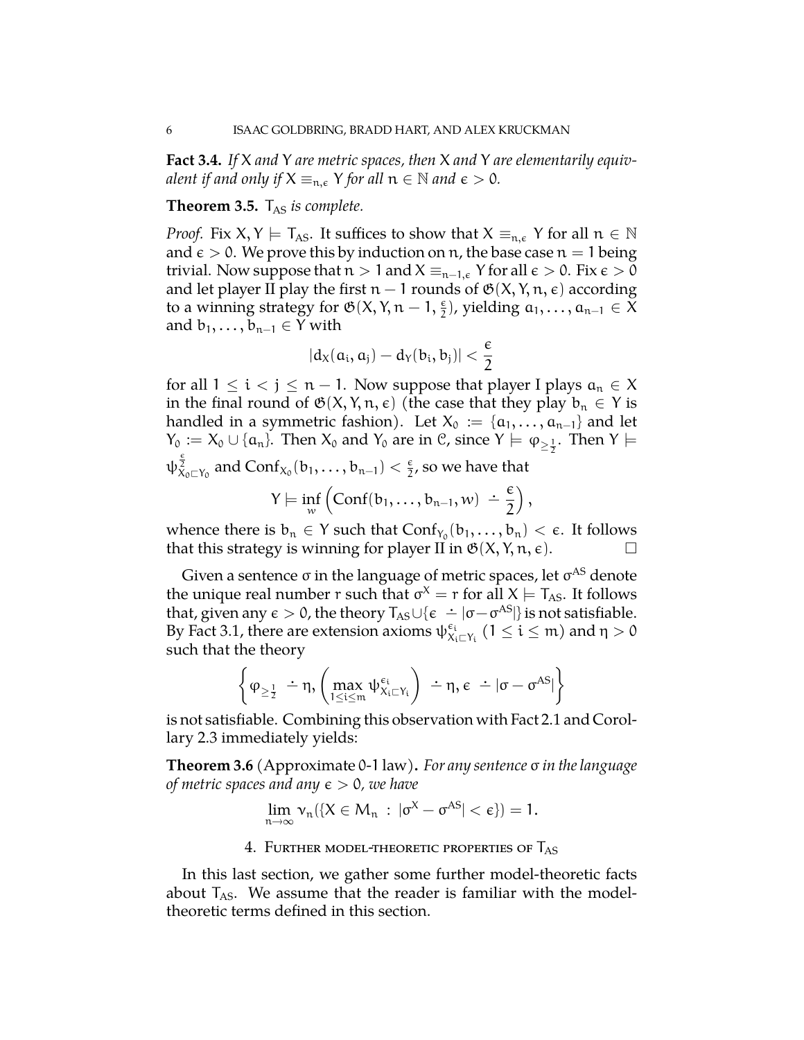**Fact 3.4.** *If $X$ and $Y$ are metric spaces, then $X$ and $Y$ are elementarily equivalent if and only if $X \equiv_{n,\epsilon} Y$ for all $n \in \mathbb{N}$ and $\epsilon > 0$.*

**Theorem 3.5.** *$T_{AS}$ is complete.*

*Proof.* Fix $X, Y \models T_{AS}$. It suffices to show that $X \equiv_{n,\epsilon} Y$ for all $n \in \mathbb{N}$ and $\epsilon > 0$. We prove this by induction on $n$, the base case $n = 1$ being trivial. Now suppose that $n > 1$ and $X \equiv_{n-1,\epsilon} Y$ for all $\epsilon > 0$. Fix $\epsilon > 0$ and let player II play the first $n - 1$ rounds of $\mathfrak{G}(X, Y, n, \epsilon)$ according to a winning strategy for $\mathfrak{G}(X, Y, n - 1, \frac{\epsilon}{2})$, yielding $a_1, \ldots, a_{n-1} \in X$ and $b_1, \ldots, b_{n-1} \in Y$ with

$$|d_X(a_i, a_j) - d_Y(b_i, b_j)| < \frac{\epsilon}{2}$$

for all $1 \leq i < j \leq n - 1$. Now suppose that player I plays $a_n \in X$ in the final round of $\mathfrak{G}(X, Y, n, \epsilon)$ (the case that they play $b_n \in Y$ is handled in a symmetric fashion). Let $X_0 := \{a_1, \ldots, a_{n-1}\}$ and let $Y_0 := X_0 \cup \{a_n\}$. Then $X_0$ and $Y_0$ are in $\mathcal{C}$, since $Y \models \varphi_{\geq \frac{1}{2}}$. Then $Y \models \psi^{\frac{\epsilon}{2}}_{X_0 \sqsubset Y_0}$ and $\mathrm{Conf}_{X_0}(b_1, \ldots, b_{n-1}) < \frac{\epsilon}{2}$, so we have that

$$Y \models \inf_w \left( \mathrm{Conf}(b_1, \ldots, b_{n-1}, w) \dot{-} \frac{\epsilon}{2} \right),$$

whence there is $b_n \in Y$ such that $\mathrm{Conf}_{Y_0}(b_1, \ldots, b_n) < \epsilon$. It follows that this strategy is winning for player II in $\mathfrak{G}(X, Y, n, \epsilon)$. $\square$

Given a sentence $\sigma$ in the language of metric spaces, let $\sigma^{AS}$ denote the unique real number $r$ such that $\sigma^X = r$ for all $X \models T_{AS}$. It follows that, given any $\epsilon > 0$, the theory $T_{AS} \cup \{\epsilon \dot{-} |\sigma - \sigma^{AS}|\}$ is not satisfiable. By Fact 3.1, there are extension axioms $\psi^{\epsilon_i}_{X_i \sqsubset Y_i}$ $(1 \leq i \leq m)$ and $\eta > 0$ such that the theory

$$\left\{ \varphi_{\geq \frac{1}{2}} \dot{-} \eta, \left( \max_{1 \leq i \leq m} \psi^{\epsilon_i}_{X_i \sqsubset Y_i} \right) \dot{-} \eta, \epsilon \dot{-} |\sigma - \sigma^{AS}| \right\}$$

is not satisfiable. Combining this observation with Fact 2.1 and Corollary 2.3 immediately yields:

**Theorem 3.6** (Approximate 0-1 law)**.** *For any sentence $\sigma$ in the language of metric spaces and any $\epsilon > 0$, we have*

$$\lim_{n \to \infty} \nu_n(\{X \in M_n : |\sigma^X - \sigma^{AS}| < \epsilon\}) = 1.$$

## 4. Further model-theoretic properties of $T_{AS}$

In this last section, we gather some further model-theoretic facts about $T_{AS}$. We assume that the reader is familiar with the model-theoretic terms defined in this section.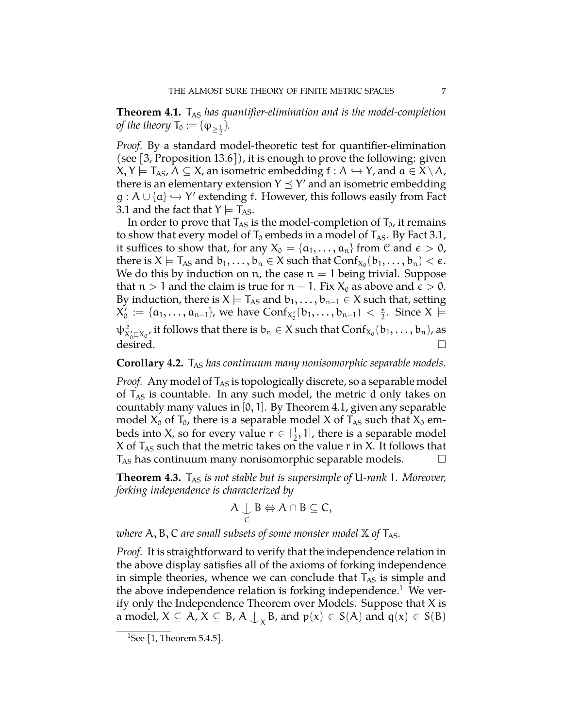**Theorem 4.1.** $T_{AS}$ *has quantifier-elimination and is the model-completion of the theory* $T_0 := \{\varphi_{\geq \frac{1}{2}}\}$.

*Proof.* By a standard model-theoretic test for quantifier-elimination (see [3, Proposition 13.6]), it is enough to prove the following: given $X, Y \models T_{AS}$, $A \subseteq X$, an isometric embedding $f : A \hookrightarrow Y$, and $a \in X \setminus A$, there is an elementary extension $Y \preceq Y'$ and an isometric embedding $g : A \cup \{a\} \hookrightarrow Y'$ extending $f$. However, this follows easily from Fact 3.1 and the fact that $Y \models T_{AS}$.

In order to prove that $T_{AS}$ is the model-completion of $T_0$, it remains to show that every model of $T_0$ embed in a model of $T_{AS}$. By Fact 3.1, it suffices to show that, for any $X_0 = \{a_1, \ldots, a_n\}$ from $\mathcal{C}$ and $\epsilon > 0$, there is $X \models T_{AS}$ and $b_1, \ldots, b_n \in X$ such that $\mathrm{Conf}_{X_0}(b_1, \ldots, b_n) < \epsilon$. We do this by induction on $n$, the case $n = 1$ being trivial. Suppose that $n > 1$ and the claim is true for $n - 1$. Fix $X_0$ as above and $\epsilon > 0$. By induction, there is $X \models T_{AS}$ and $b_1, \ldots, b_{n-1} \in X$ such that, setting $X_0' := \{a_1, \ldots, a_{n-1}\}$, we have $\mathrm{Conf}_{X_0'}(b_1, \ldots, b_{n-1}) < \frac{\epsilon}{2}$. Since $X \models \psi^{\frac{\epsilon}{2}}_{X_0' \sqsubset X_0}$, it follows that there is $b_n \in X$ such that $\mathrm{Conf}_{X_0}(b_1, \ldots, b_n)$, as desired. $\square$

**Corollary 4.2.** $T_{AS}$ *has continuum many nonisomorphic separable models.*

*Proof.* Any model of $T_{AS}$ is topologically discrete, so a separable model of $T_{AS}$ is countable. In any such model, the metric $d$ only takes on countably many values in $[0, 1]$. By Theorem 4.1, given any separable model $X_0$ of $T_0$, there is a separable model $X$ of $T_{AS}$ such that $X_0$ embeds into $X$, so for every value $r \in [\frac{1}{2}, 1]$, there is a separable model $X$ of $T_{AS}$ such that the metric takes on the value $r$ in $X$. It follows that $T_{AS}$ has continuum many nonisomorphic separable models. $\square$

**Theorem 4.3.** $T_{AS}$ *is not stable but is supersimple of* $U$*-rank* 1*. Moreover, forking independence is characterized by*

$$A \underset{C}{\bigcup\!\!\!\!\smile} B \Leftrightarrow A \cap B \subseteq C,$$

*where* $A, B, C$ *are small subsets of some monster model* $\mathbb{X}$ *of* $T_{AS}$.

*Proof.* It is straightforward to verify that the independence relation in the above display satisfies all of the axioms of forking independence in simple theories, whence we can conclude that $T_{AS}$ is simple and the above independence relation is forking independence.[1] We verify only the Independence Theorem over Models. Suppose that $X$ is a model, $X \subseteq A$, $X \subseteq B$, $A \bigcup\!\!\!\!\smile_X B$, and $p(x) \in S(A)$ and $q(x) \in S(B)$

[1] See [1, Theorem 5.4.5].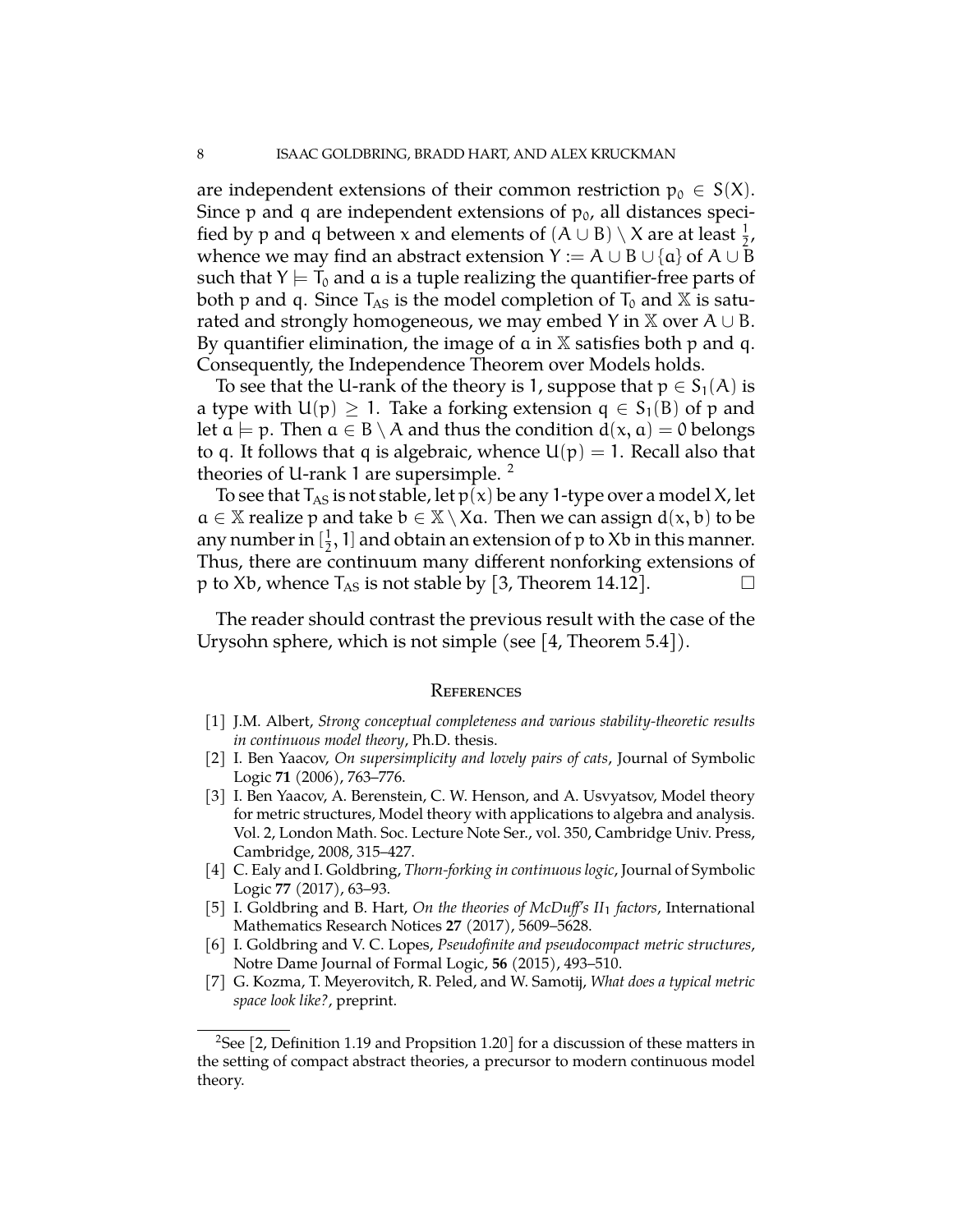are independent extensions of their common restriction $p_0 \in S(X)$. Since $p$ and $q$ are independent extensions of $p_0$, all distances specified by $p$ and $q$ between $x$ and elements of $(A \cup B) \setminus X$ are at least $\frac{1}{2}$, whence we may find an abstract extension $Y := A \cup B \cup \{a\}$ of $A \cup B$ such that $Y \models T_0$ and $a$ is a tuple realizing the quantifier-free parts of both $p$ and $q$. Since $T_{AS}$ is the model completion of $T_0$ and $\mathbb{X}$ is saturated and strongly homogeneous, we may embed $Y$ in $\mathbb{X}$ over $A \cup B$. By quantifier elimination, the image of $a$ in $\mathbb{X}$ satisfies both $p$ and $q$. Consequently, the Independence Theorem over Models holds.

To see that the U-rank of the theory is 1, suppose that $p \in S_1(A)$ is a type with $U(p) \geq 1$. Take a forking extension $q \in S_1(B)$ of $p$ and let $a \models p$. Then $a \in B \setminus A$ and thus the condition $d(x, a) = 0$ belongs to $q$. It follows that $q$ is algebraic, whence $U(p) = 1$. Recall also that theories of U-rank 1 are supersimple. [2]

To see that $T_{AS}$ is not stable, let $p(x)$ be any 1-type over a model $X$, let $a \in \mathbb{X}$ realize $p$ and take $b \in \mathbb{X} \setminus Xa$. Then we can assign $d(x, b)$ to be any number in $[\frac{1}{2}, 1]$ and obtain an extension of $p$ to $Xb$ in this manner. Thus, there are continuum many different nonforking extensions of $p$ to $Xb$, whence $T_{AS}$ is not stable by [3, Theorem 14.12]. □

The reader should contrast the previous result with the case of the Urysohn sphere, which is not simple (see [4, Theorem 5.4]).

## References

[1] J.M. Albert, *Strong conceptual completeness and various stability-theoretic results in continuous model theory*, Ph.D. thesis.

[2] I. Ben Yaacov, *On supersimplicity and lovely pairs of cats*, Journal of Symbolic Logic **71** (2006), 763–776.

[3] I. Ben Yaacov, A. Berenstein, C. W. Henson, and A. Usvyatsov, Model theory for metric structures, Model theory with applications to algebra and analysis. Vol. 2, London Math. Soc. Lecture Note Ser., vol. 350, Cambridge Univ. Press, Cambridge, 2008, 315–427.

[4] C. Ealy and I. Goldbring, *Thorn-forking in continuous logic*, Journal of Symbolic Logic **77** (2017), 63–93.

[5] I. Goldbring and B. Hart, *On the theories of McDuff's II$_1$ factors*, International Mathematics Research Notices **27** (2017), 5609–5628.

[6] I. Goldbring and V. C. Lopes, *Pseudofinite and pseudocompact metric structures*, Notre Dame Journal of Formal Logic, **56** (2015), 493–510.

[7] G. Kozma, T. Meyerovitch, R. Peled, and W. Samotij, *What does a typical metric space look like?*, preprint.

---

[2] See [2, Definition 1.19 and Propsition 1.20] for a discussion of these matters in the setting of compact abstract theories, a precursor to modern continuous model theory.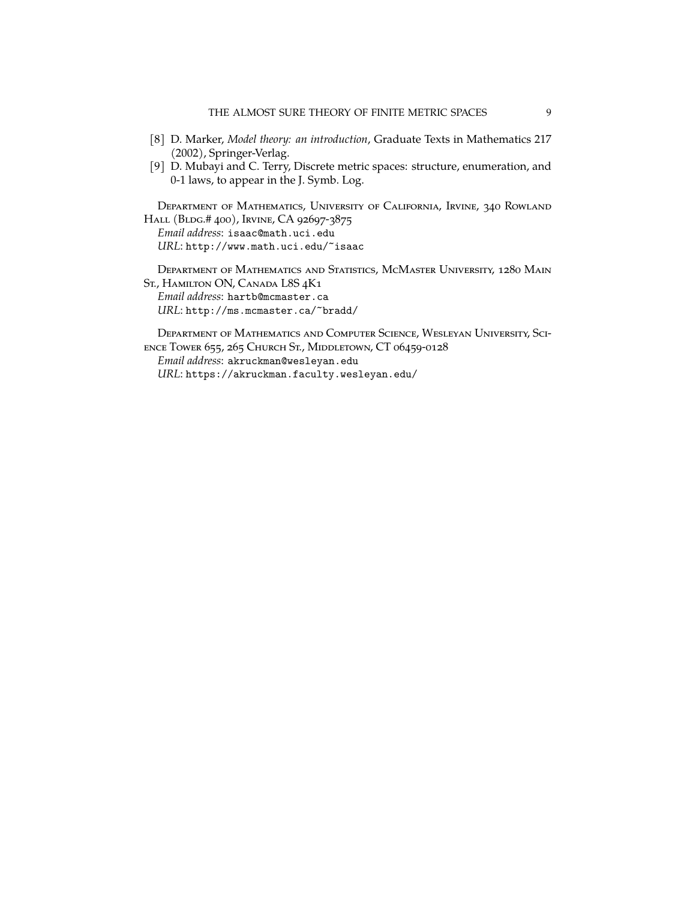[8] D. Marker, *Model theory: an introduction*, Graduate Texts in Mathematics 217 (2002), Springer-Verlag.

[9] D. Mubayi and C. Terry, Discrete metric spaces: structure, enumeration, and 0-1 laws, to appear in the J. Symb. Log.

Department of Mathematics, University of California, Irvine, 340 Rowland Hall (Bldg.# 400), Irvine, CA 92697-3875
*Email address*: `isaac@math.uci.edu`
*URL*: `http://www.math.uci.edu/~isaac`

Department of Mathematics and Statistics, McMaster University, 1280 Main St., Hamilton ON, Canada L8S 4K1
*Email address*: `hartb@mcmaster.ca`
*URL*: `http://ms.mcmaster.ca/~bradd/`

Department of Mathematics and Computer Science, Wesleyan University, Science Tower 655, 265 Church St., Middletown, CT 06459-0128
*Email address*: `akruckman@wesleyan.edu`
*URL*: `https://akruckman.faculty.wesleyan.edu/`